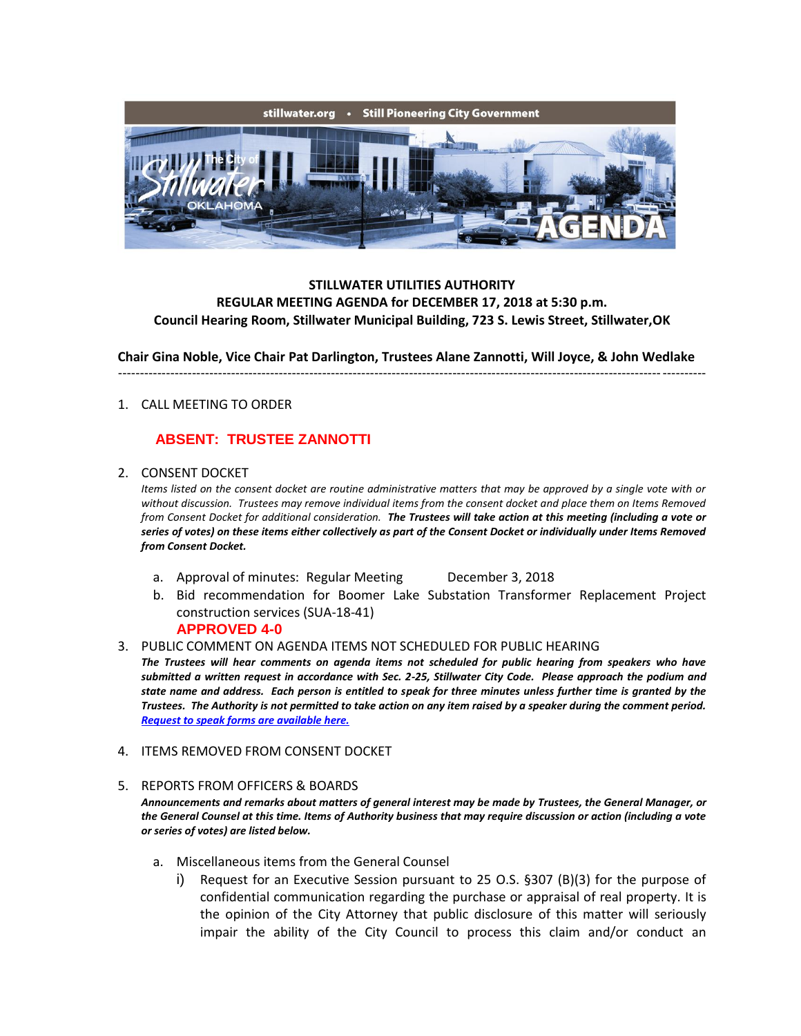stillwater.org • Still Pioneering City Government

The City of Stillwater OKLAHOMA AGENDA

**STILLWATER UTILITIES AUTHORITY**
**REGULAR MEETING AGENDA for DECEMBER 17, 2018 at 5:30 p.m.**
**Council Hearing Room, Stillwater Municipal Building, 723 S. Lewis Street, Stillwater,OK**

**Chair Gina Noble, Vice Chair Pat Darlington, Trustees Alane Zannotti, Will Joyce, & John Wedlake**

---

1. CALL MEETING TO ORDER

   **ABSENT: TRUSTEE ZANNOTTI**

2. CONSENT DOCKET

   *Items listed on the consent docket are routine administrative matters that may be approved by a single vote with or without discussion. Trustees may remove individual items from the consent docket and place them on Items Removed from Consent Docket for additional consideration.* ***The Trustees will take action at this meeting (including a vote or series of votes) on these items either collectively as part of the Consent Docket or individually under Items Removed from Consent Docket.***

   a. Approval of minutes: Regular Meeting December 3, 2018
   b. Bid recommendation for Boomer Lake Substation Transformer Replacement Project construction services (SUA-18-41)

   **APPROVED 4-0**

3. PUBLIC COMMENT ON AGENDA ITEMS NOT SCHEDULED FOR PUBLIC HEARING

   ***The Trustees will hear comments on agenda items not scheduled for public hearing from speakers who have submitted a written request in accordance with Sec. 2-25, Stillwater City Code. Please approach the podium and state name and address. Each person is entitled to speak for three minutes unless further time is granted by the Trustees. The Authority is not permitted to take action on any item raised by a speaker during the comment period.*** ***Request to speak forms are available here.***

4. ITEMS REMOVED FROM CONSENT DOCKET

5. REPORTS FROM OFFICERS & BOARDS

   ***Announcements and remarks about matters of general interest may be made by Trustees, the General Manager, or the General Counsel at this time. Items of Authority business that may require discussion or action (including a vote or series of votes) are listed below.***

   a. Miscellaneous items from the General Counsel
      i) Request for an Executive Session pursuant to 25 O.S. §307 (B)(3) for the purpose of confidential communication regarding the purchase or appraisal of real property. It is the opinion of the City Attorney that public disclosure of this matter will seriously impair the ability of the City Council to process this claim and/or conduct an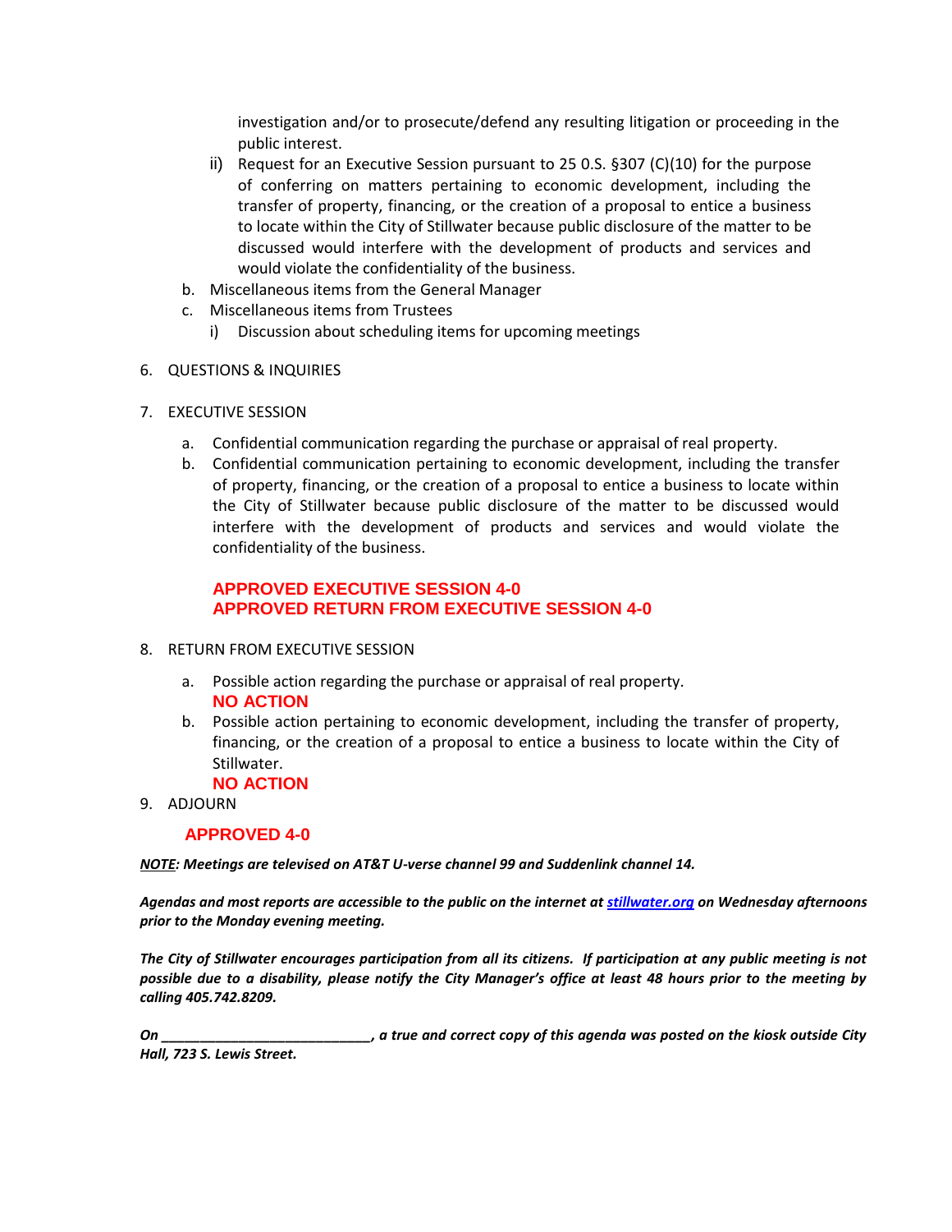investigation and/or to prosecute/defend any resulting litigation or proceeding in the public interest.

   ii) Request for an Executive Session pursuant to 25 0.S. §307 (C)(10) for the purpose of conferring on matters pertaining to economic development, including the transfer of property, financing, or the creation of a proposal to entice a business to locate within the City of Stillwater because public disclosure of the matter to be discussed would interfere with the development of products and services and would violate the confidentiality of the business.

b. Miscellaneous items from the General Manager

c. Miscellaneous items from Trustees

   i) Discussion about scheduling items for upcoming meetings

6. QUESTIONS & INQUIRIES

7. EXECUTIVE SESSION

   a. Confidential communication regarding the purchase or appraisal of real property.
   b. Confidential communication pertaining to economic development, including the transfer of property, financing, or the creation of a proposal to entice a business to locate within the City of Stillwater because public disclosure of the matter to be discussed would interfere with the development of products and services and would violate the confidentiality of the business.

   **APPROVED EXECUTIVE SESSION 4-0**
   **APPROVED RETURN FROM EXECUTIVE SESSION 4-0**

8. RETURN FROM EXECUTIVE SESSION

   a. Possible action regarding the purchase or appraisal of real property.
      **NO ACTION**
   b. Possible action pertaining to economic development, including the transfer of property, financing, or the creation of a proposal to entice a business to locate within the City of Stillwater.
      **NO ACTION**

9. ADJOURN

   **APPROVED 4-0**

***NOTE: Meetings are televised on AT&T U-verse channel 99 and Suddenlink channel 14.***

***Agendas and most reports are accessible to the public on the internet at [stillwater.org](stillwater.org) on Wednesday afternoons prior to the Monday evening meeting.***

***The City of Stillwater encourages participation from all its citizens. If participation at any public meeting is not possible due to a disability, please notify the City Manager's office at least 48 hours prior to the meeting by calling 405.742.8209.***

***On ___________________________, a true and correct copy of this agenda was posted on the kiosk outside City Hall, 723 S. Lewis Street.***